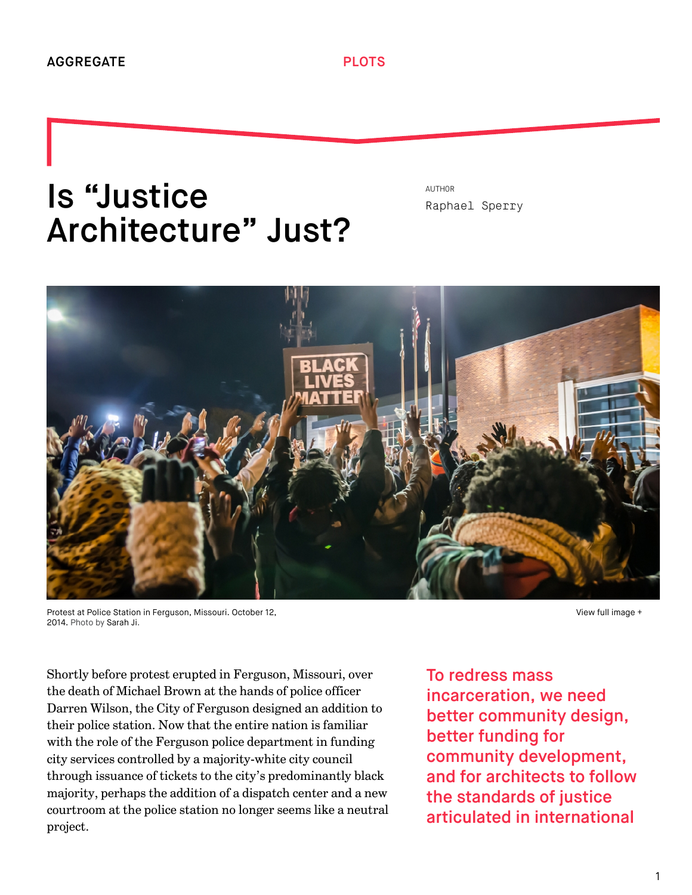AGGREGATE

PLOTS

# Is "Justice Architecture" Just?

AUTHOR

Raphael Sperry

Protest at Police Station in Ferguson, Missouri. October 12, 2014. Photo by Sarah Ji.

View full image +

Shortly before protest erupted in Ferguson, Missouri, over the death of Michael Brown at the hands of police officer Darren Wilson, the City of Ferguson designed an addition to their police station. Now that the entire nation is familiar with the role of the Ferguson police department in funding city services controlled by a majority-white city council through issuance of tickets to the city's predominantly black majority, perhaps the addition of a dispatch center and a new courtroom at the police station no longer seems like a neutral project.

To redress mass incarceration, we need better community design, better funding for community development, and for architects to follow the standards of justice articulated in international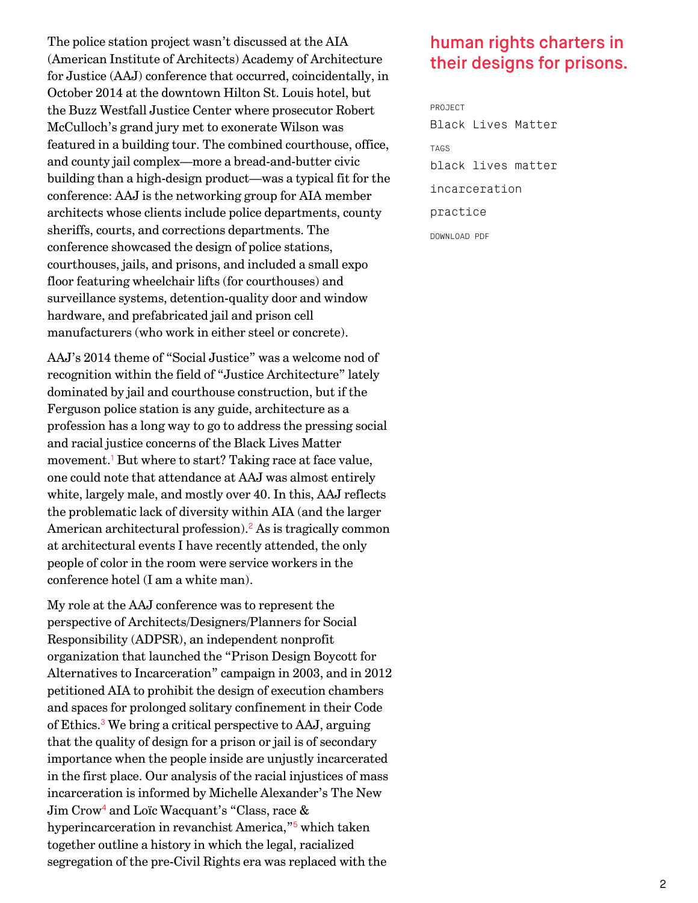The police station project wasn't discussed at the AIA (American Institute of Architects) Academy of Architecture for Justice (AAJ) conference that occurred, coincidentally, in October 2014 at the downtown Hilton St. Louis hotel, but the Buzz Westfall Justice Center where prosecutor Robert McCulloch's grand jury met to exonerate Wilson was featured in a building tour. The combined courthouse, office, and county jail complex—more a bread-and-butter civic building than a high-design product—was a typical fit for the conference: AAJ is the networking group for AIA member architects whose clients include police departments, county sheriffs, courts, and corrections departments. The conference showcased the design of police stations, courthouses, jails, and prisons, and included a small expo floor featuring wheelchair lifts (for courthouses) and surveillance systems, detention-quality door and window hardware, and prefabricated jail and prison cell manufacturers (who work in either steel or concrete).

AAJ's 2014 theme of "Social Justice" was a welcome nod of recognition within the field of "Justice Architecture" lately dominated by jail and courthouse construction, but if the Ferguson police station is any guide, architecture as a profession has a long way to go to address the pressing social and racial justice concerns of the Black Lives Matter movement.[1] But where to start? Taking race at face value, one could note that attendance at AAJ was almost entirely white, largely male, and mostly over 40. In this, AAJ reflects the problematic lack of diversity within AIA (and the larger American architectural profession).[2] As is tragically common at architectural events I have recently attended, the only people of color in the room were service workers in the conference hotel (I am a white man).

My role at the AAJ conference was to represent the perspective of Architects/Designers/Planners for Social Responsibility (ADPSR), an independent nonprofit organization that launched the "Prison Design Boycott for Alternatives to Incarceration" campaign in 2003, and in 2012 petitioned AIA to prohibit the design of execution chambers and spaces for prolonged solitary confinement in their Code of Ethics.[3] We bring a critical perspective to AAJ, arguing that the quality of design for a prison or jail is of secondary importance when the people inside are unjustly incarcerated in the first place. Our analysis of the racial injustices of mass incarceration is informed by Michelle Alexander's The New Jim Crow[4] and Loïc Wacquant's "Class, race & hyperincarceration in revanchist America,"[5] which taken together outline a history in which the legal, racialized segregation of the pre-Civil Rights era was replaced with the

## human rights charters in their designs for prisons.

PROJECT

Black Lives Matter

TAGS

black lives matter

incarceration

practice

DOWNLOAD PDF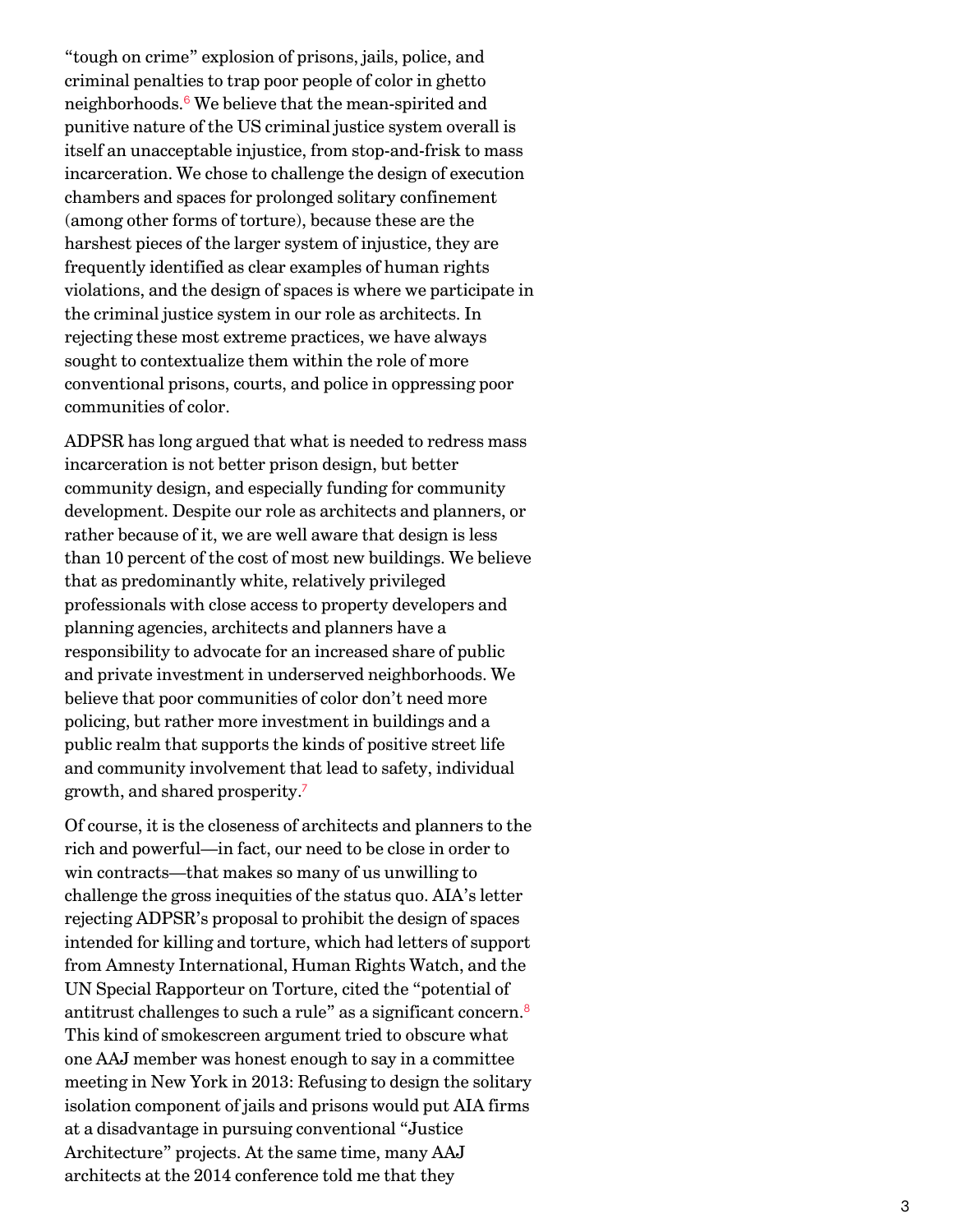"tough on crime" explosion of prisons, jails, police, and criminal penalties to trap poor people of color in ghetto neighborhoods.[6] We believe that the mean-spirited and punitive nature of the US criminal justice system overall is itself an unacceptable injustice, from stop-and-frisk to mass incarceration. We chose to challenge the design of execution chambers and spaces for prolonged solitary confinement (among other forms of torture), because these are the harshest pieces of the larger system of injustice, they are frequently identified as clear examples of human rights violations, and the design of spaces is where we participate in the criminal justice system in our role as architects. In rejecting these most extreme practices, we have always sought to contextualize them within the role of more conventional prisons, courts, and police in oppressing poor communities of color.

ADPSR has long argued that what is needed to redress mass incarceration is not better prison design, but better community design, and especially funding for community development. Despite our role as architects and planners, or rather because of it, we are well aware that design is less than 10 percent of the cost of most new buildings. We believe that as predominantly white, relatively privileged professionals with close access to property developers and planning agencies, architects and planners have a responsibility to advocate for an increased share of public and private investment in underserved neighborhoods. We believe that poor communities of color don't need more policing, but rather more investment in buildings and a public realm that supports the kinds of positive street life and community involvement that lead to safety, individual growth, and shared prosperity.[7]

Of course, it is the closeness of architects and planners to the rich and powerful—in fact, our need to be close in order to win contracts—that makes so many of us unwilling to challenge the gross inequities of the status quo. AIA's letter rejecting ADPSR's proposal to prohibit the design of spaces intended for killing and torture, which had letters of support from Amnesty International, Human Rights Watch, and the UN Special Rapporteur on Torture, cited the "potential of antitrust challenges to such a rule" as a significant concern.[8] This kind of smokescreen argument tried to obscure what one AAJ member was honest enough to say in a committee meeting in New York in 2013: Refusing to design the solitary isolation component of jails and prisons would put AIA firms at a disadvantage in pursuing conventional "Justice Architecture" projects. At the same time, many AAJ architects at the 2014 conference told me that they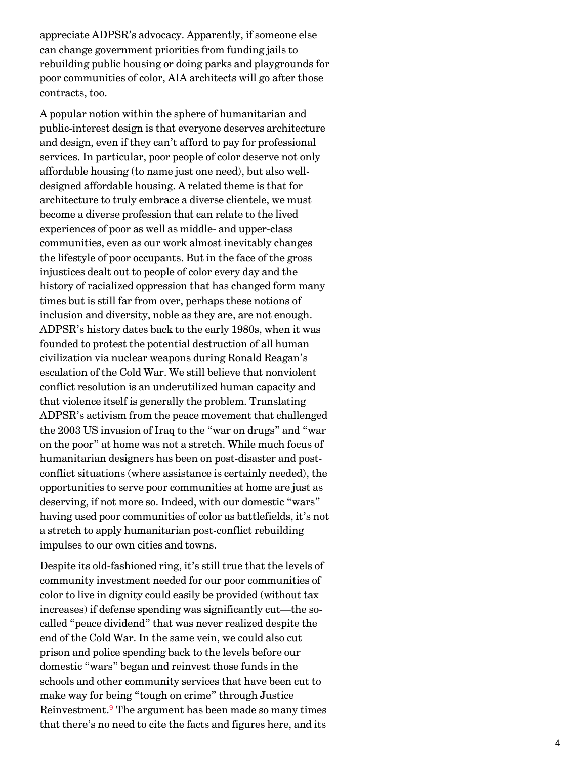appreciate ADPSR's advocacy. Apparently, if someone else can change government priorities from funding jails to rebuilding public housing or doing parks and playgrounds for poor communities of color, AIA architects will go after those contracts, too.

A popular notion within the sphere of humanitarian and public-interest design is that everyone deserves architecture and design, even if they can't afford to pay for professional services. In particular, poor people of color deserve not only affordable housing (to name just one need), but also well-designed affordable housing. A related theme is that for architecture to truly embrace a diverse clientele, we must become a diverse profession that can relate to the lived experiences of poor as well as middle- and upper-class communities, even as our work almost inevitably changes the lifestyle of poor occupants. But in the face of the gross injustices dealt out to people of color every day and the history of racialized oppression that has changed form many times but is still far from over, perhaps these notions of inclusion and diversity, noble as they are, are not enough. ADPSR's history dates back to the early 1980s, when it was founded to protest the potential destruction of all human civilization via nuclear weapons during Ronald Reagan's escalation of the Cold War. We still believe that nonviolent conflict resolution is an underutilized human capacity and that violence itself is generally the problem. Translating ADPSR's activism from the peace movement that challenged the 2003 US invasion of Iraq to the "war on drugs" and "war on the poor" at home was not a stretch. While much focus of humanitarian designers has been on post-disaster and post-conflict situations (where assistance is certainly needed), the opportunities to serve poor communities at home are just as deserving, if not more so. Indeed, with our domestic "wars" having used poor communities of color as battlefields, it's not a stretch to apply humanitarian post-conflict rebuilding impulses to our own cities and towns.

Despite its old-fashioned ring, it's still true that the levels of community investment needed for our poor communities of color to live in dignity could easily be provided (without tax increases) if defense spending was significantly cut—the so-called "peace dividend" that was never realized despite the end of the Cold War. In the same vein, we could also cut prison and police spending back to the levels before our domestic "wars" began and reinvest those funds in the schools and other community services that have been cut to make way for being "tough on crime" through Justice Reinvestment.[9] The argument has been made so many times that there's no need to cite the facts and figures here, and its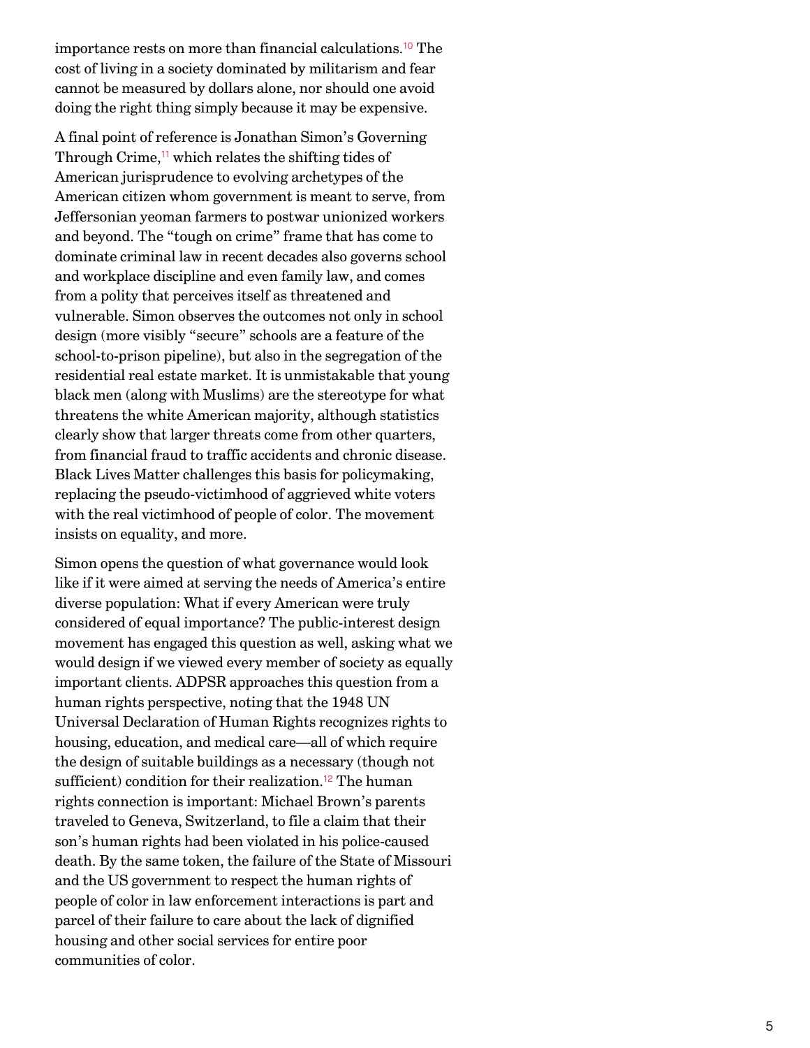importance rests on more than financial calculations.[10] The cost of living in a society dominated by militarism and fear cannot be measured by dollars alone, nor should one avoid doing the right thing simply because it may be expensive.

A final point of reference is Jonathan Simon's Governing Through Crime,[11] which relates the shifting tides of American jurisprudence to evolving archetypes of the American citizen whom government is meant to serve, from Jeffersonian yeoman farmers to postwar unionized workers and beyond. The "tough on crime" frame that has come to dominate criminal law in recent decades also governs school and workplace discipline and even family law, and comes from a polity that perceives itself as threatened and vulnerable. Simon observes the outcomes not only in school design (more visibly "secure" schools are a feature of the school-to-prison pipeline), but also in the segregation of the residential real estate market. It is unmistakable that young black men (along with Muslims) are the stereotype for what threatens the white American majority, although statistics clearly show that larger threats come from other quarters, from financial fraud to traffic accidents and chronic disease. Black Lives Matter challenges this basis for policymaking, replacing the pseudo-victimhood of aggrieved white voters with the real victimhood of people of color. The movement insists on equality, and more.

Simon opens the question of what governance would look like if it were aimed at serving the needs of America's entire diverse population: What if every American were truly considered of equal importance? The public-interest design movement has engaged this question as well, asking what we would design if we viewed every member of society as equally important clients. ADPSR approaches this question from a human rights perspective, noting that the 1948 UN Universal Declaration of Human Rights recognizes rights to housing, education, and medical care—all of which require the design of suitable buildings as a necessary (though not sufficient) condition for their realization.[12] The human rights connection is important: Michael Brown's parents traveled to Geneva, Switzerland, to file a claim that their son's human rights had been violated in his police-caused death. By the same token, the failure of the State of Missouri and the US government to respect the human rights of people of color in law enforcement interactions is part and parcel of their failure to care about the lack of dignified housing and other social services for entire poor communities of color.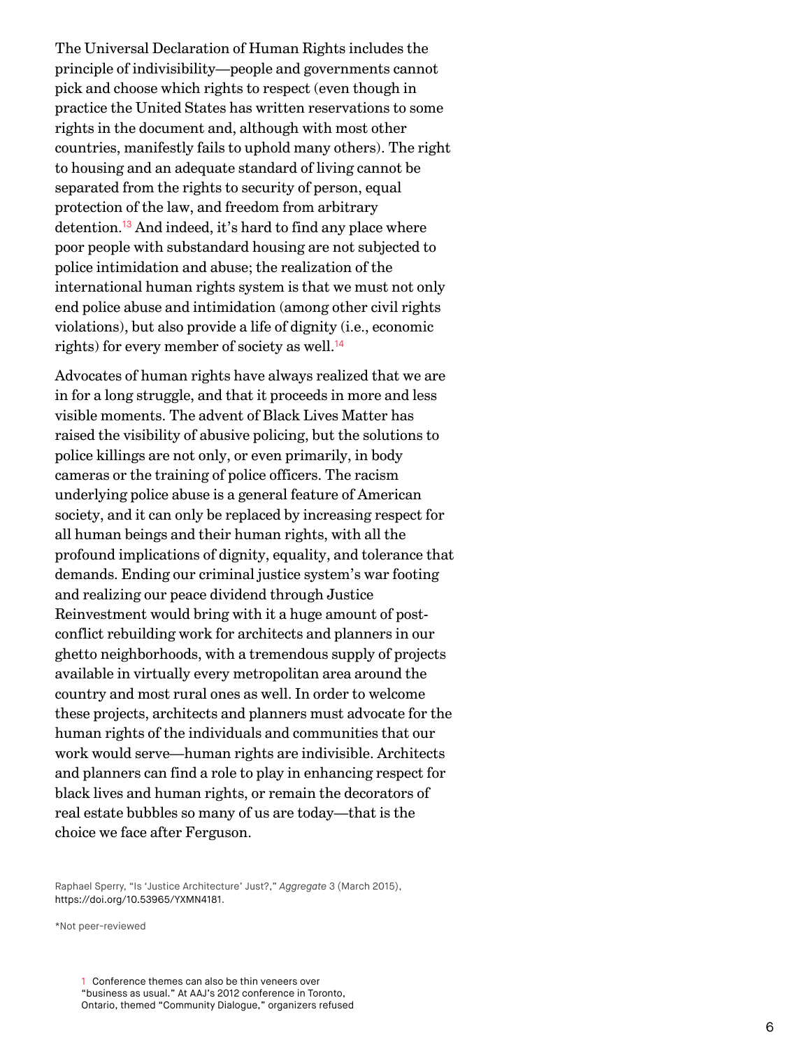The Universal Declaration of Human Rights includes the principle of indivisibility—people and governments cannot pick and choose which rights to respect (even though in practice the United States has written reservations to some rights in the document and, although with most other countries, manifestly fails to uphold many others). The right to housing and an adequate standard of living cannot be separated from the rights to security of person, equal protection of the law, and freedom from arbitrary detention.[13] And indeed, it's hard to find any place where poor people with substandard housing are not subjected to police intimidation and abuse; the realization of the international human rights system is that we must not only end police abuse and intimidation (among other civil rights violations), but also provide a life of dignity (i.e., economic rights) for every member of society as well.[14]

Advocates of human rights have always realized that we are in for a long struggle, and that it proceeds in more and less visible moments. The advent of Black Lives Matter has raised the visibility of abusive policing, but the solutions to police killings are not only, or even primarily, in body cameras or the training of police officers. The racism underlying police abuse is a general feature of American society, and it can only be replaced by increasing respect for all human beings and their human rights, with all the profound implications of dignity, equality, and tolerance that demands. Ending our criminal justice system's war footing and realizing our peace dividend through Justice Reinvestment would bring with it a huge amount of post-conflict rebuilding work for architects and planners in our ghetto neighborhoods, with a tremendous supply of projects available in virtually every metropolitan area around the country and most rural ones as well. In order to welcome these projects, architects and planners must advocate for the human rights of the individuals and communities that our work would serve—human rights are indivisible. Architects and planners can find a role to play in enhancing respect for black lives and human rights, or remain the decorators of real estate bubbles so many of us are today—that is the choice we face after Ferguson.

Raphael Sperry, "Is 'Justice Architecture' Just?," *Aggregate* 3 (March 2015), https://doi.org/10.53965/YXMN4181.

*Not peer-reviewed

1 Conference themes can also be thin veneers over "business as usual." At AAJ's 2012 conference in Toronto, Ontario, themed "Community Dialogue," organizers refused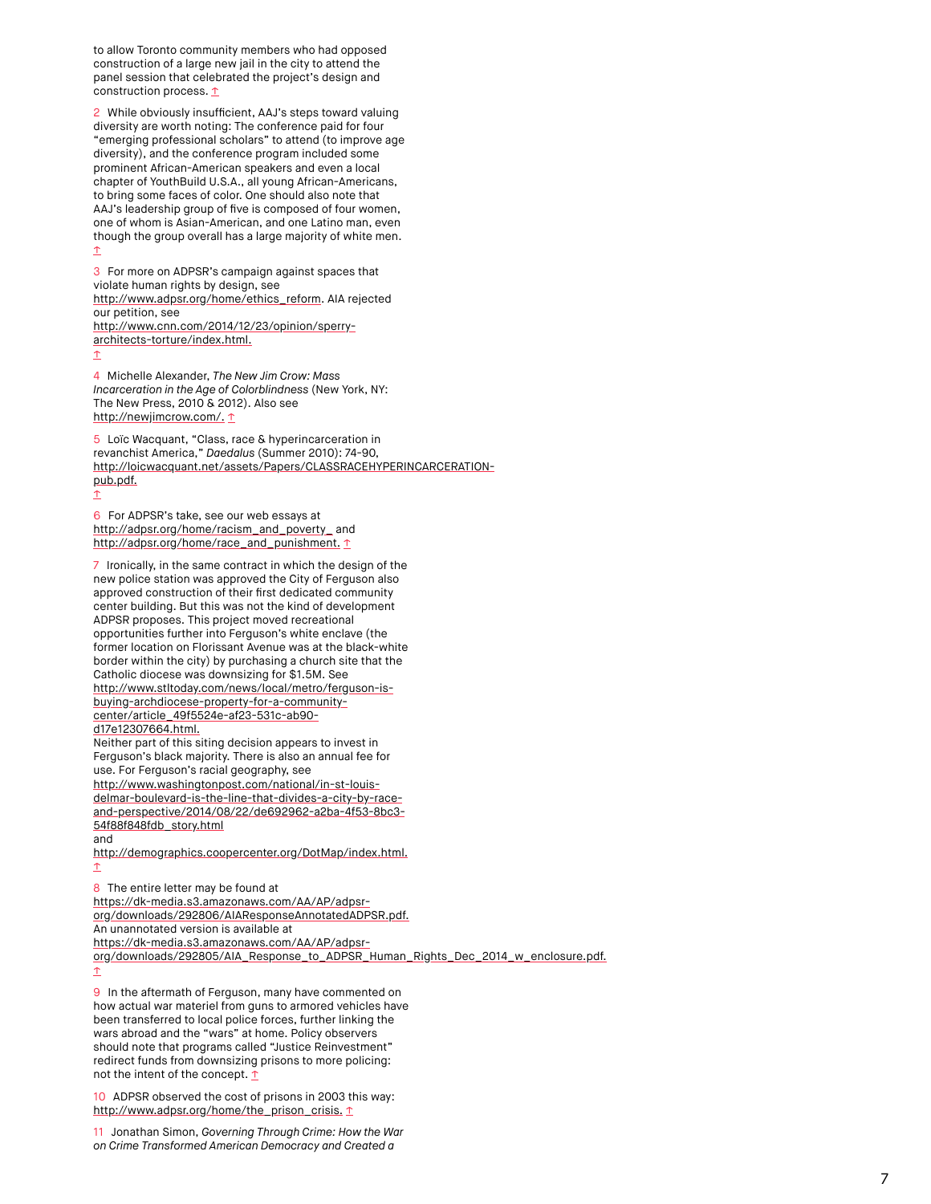to allow Toronto community members who had opposed construction of a large new jail in the city to attend the panel session that celebrated the project's design and construction process. ↑

2 While obviously insufficient, AAJ's steps toward valuing diversity are worth noting: The conference paid for four "emerging professional scholars" to attend (to improve age diversity), and the conference program included some prominent African-American speakers and even a local chapter of YouthBuild U.S.A., all young African-Americans, to bring some faces of color. One should also note that AAJ's leadership group of five is composed of four women, one of whom is Asian-American, and one Latino man, even though the group overall has a large majority of white men. ↑

3 For more on ADPSR's campaign against spaces that violate human rights by design, see http://www.adpsr.org/home/ethics_reform. AIA rejected our petition, see http://www.cnn.com/2014/12/23/opinion/sperry-architects-torture/index.html. ↑

4 Michelle Alexander, *The New Jim Crow: Mass Incarceration in the Age of Colorblindness* (New York, NY: The New Press, 2010 & 2012). Also see http://newjimcrow.com/. ↑

5 Loïc Wacquant, "Class, race & hyperincarceration in revanchist America," *Daedalus* (Summer 2010): 74-90, http://loicwacquant.net/assets/Papers/CLASSRACEHYPERINCARCERATION-pub.pdf. ↑

6 For ADPSR's take, see our web essays at http://adpsr.org/home/racism_and_poverty_ and http://adpsr.org/home/race_and_punishment. ↑

7 Ironically, in the same contract in which the design of the new police station was approved the City of Ferguson also approved construction of their first dedicated community center building. But this was not the kind of development ADPSR proposes. This project moved recreational opportunities further into Ferguson's white enclave (the former location on Florissant Avenue was at the black-white border within the city) by purchasing a church site that the Catholic diocese was downsizing for $1.5M. See http://www.stltoday.com/news/local/metro/ferguson-is-buying-archdiocese-property-for-a-community-center/article_49f5524e-af23-531c-ab90-d17e12307664.html.
Neither part of this siting decision appears to invest in Ferguson's black majority. There is also an annual fee for use. For Ferguson's racial geography, see http://www.washingtonpost.com/national/in-st-louis-delmar-boulevard-is-the-line-that-divides-a-city-by-race-and-perspective/2014/08/22/de692962-a2ba-4f53-8bc3-54f88f848fdb_story.html
and
http://demographics.coopercenter.org/DotMap/index.html. ↑

8 The entire letter may be found at https://dk-media.s3.amazonaws.com/AA/AP/adpsr-org/downloads/292806/AIAResponseAnnotatedADPSR.pdf.
An unannotated version is available at https://dk-media.s3.amazonaws.com/AA/AP/adpsr-org/downloads/292805/AIA_Response_to_ADPSR_Human_Rights_Dec_2014_w_enclosure.pdf. ↑

9 In the aftermath of Ferguson, many have commented on how actual war materiel from guns to armored vehicles have been transferred to local police forces, further linking the wars abroad and the "wars" at home. Policy observers should note that programs called "Justice Reinvestment" redirect funds from downsizing prisons to more policing: not the intent of the concept. ↑

10 ADPSR observed the cost of prisons in 2003 this way: http://www.adpsr.org/home/the_prison_crisis. ↑

11 Jonathan Simon, *Governing Through Crime: How the War on Crime Transformed American Democracy and Created a*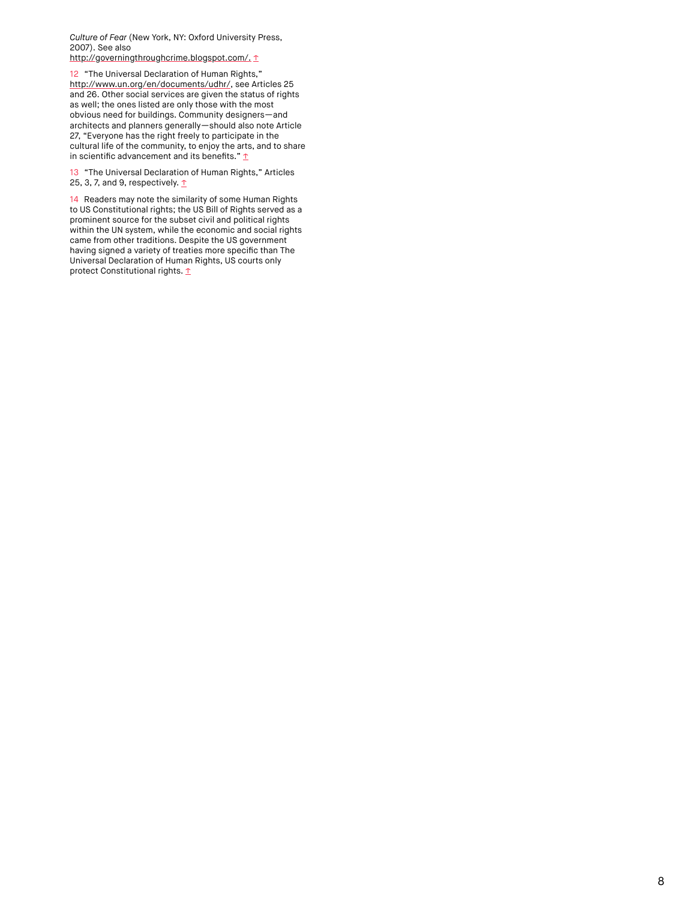*Culture of Fear* (New York, NY: Oxford University Press, 2007). See also http://governingthroughcrime.blogspot.com/. ↑

12 "The Universal Declaration of Human Rights," http://www.un.org/en/documents/udhr/, see Articles 25 and 26. Other social services are given the status of rights as well; the ones listed are only those with the most obvious need for buildings. Community designers—and architects and planners generally—should also note Article 27, "Everyone has the right freely to participate in the cultural life of the community, to enjoy the arts, and to share in scientific advancement and its benefits." ↑

13 "The Universal Declaration of Human Rights," Articles 25, 3, 7, and 9, respectively. ↑

14 Readers may note the similarity of some Human Rights to US Constitutional rights; the US Bill of Rights served as a prominent source for the subset civil and political rights within the UN system, while the economic and social rights came from other traditions. Despite the US government having signed a variety of treaties more specific than The Universal Declaration of Human Rights, US courts only protect Constitutional rights. ↑